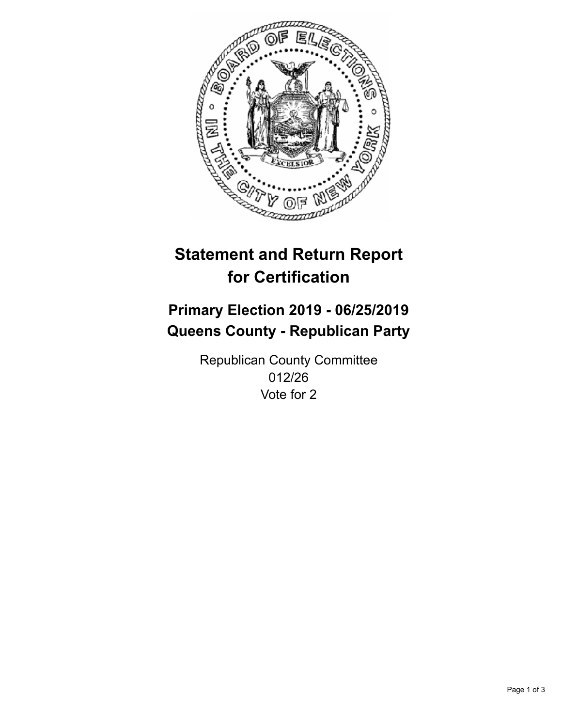# Statement and Return Report for Certification

## Primary Election 2019 - 06/25/2019
## Queens County - Republican Party

Republican County Committee
012/26
Vote for 2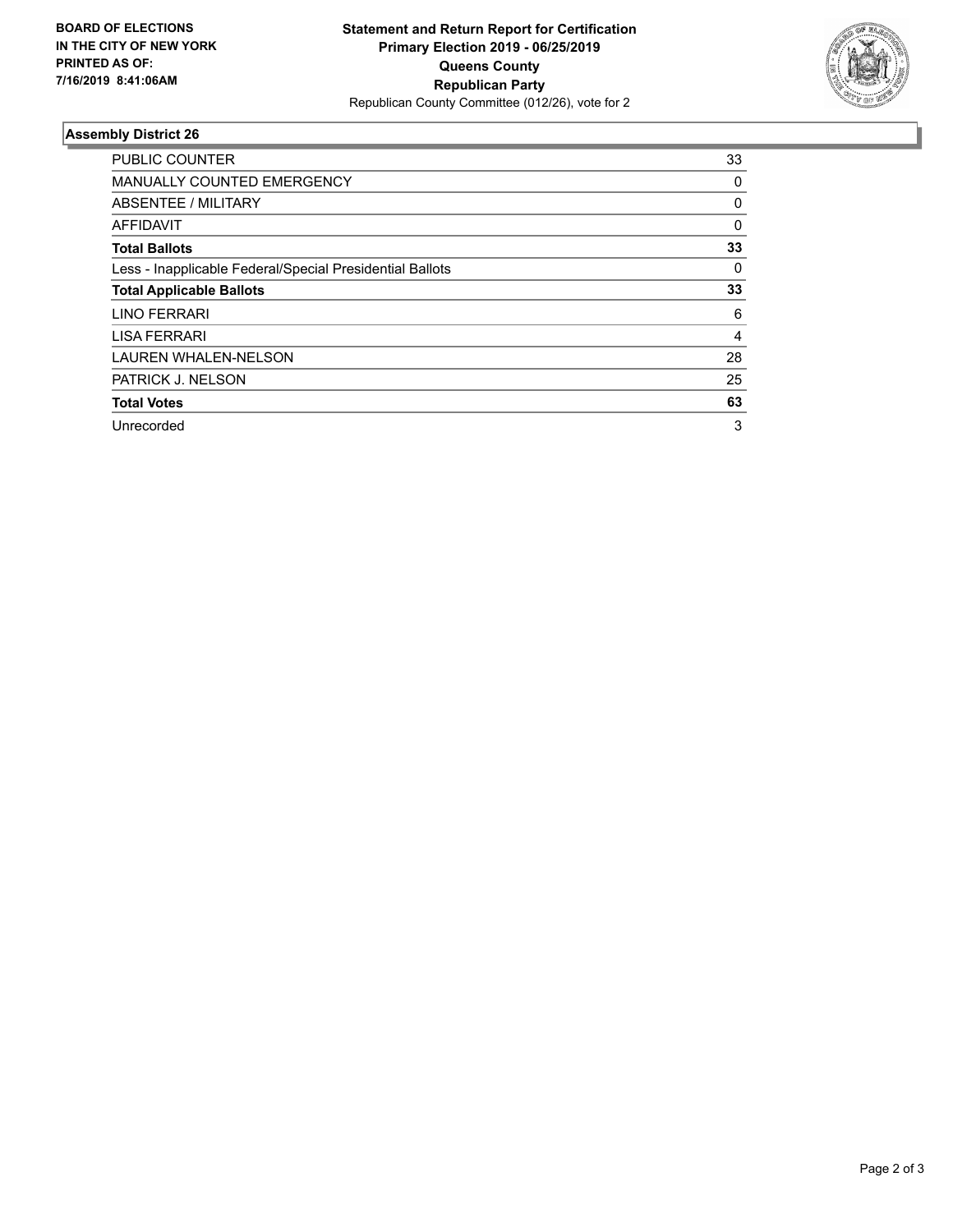**BOARD OF ELECTIONS IN THE CITY OF NEW YORK PRINTED AS OF: 7/16/2019 8:41:06AM**

**Statement and Return Report for Certification Primary Election 2019 - 06/25/2019 Queens County Republican Party**

Republican County Committee (012/26), vote for 2

### Assembly District 26

| | |
|---|---|
| PUBLIC COUNTER | 33 |
| MANUALLY COUNTED EMERGENCY | 0 |
| ABSENTEE / MILITARY | 0 |
| AFFIDAVIT | 0 |
| **Total Ballots** | **33** |
| Less - Inapplicable Federal/Special Presidential Ballots | 0 |
| **Total Applicable Ballots** | **33** |
| LINO FERRARI | 6 |
| LISA FERRARI | 4 |
| LAUREN WHALEN-NELSON | 28 |
| PATRICK J. NELSON | 25 |
| **Total Votes** | **63** |
| Unrecorded | 3 |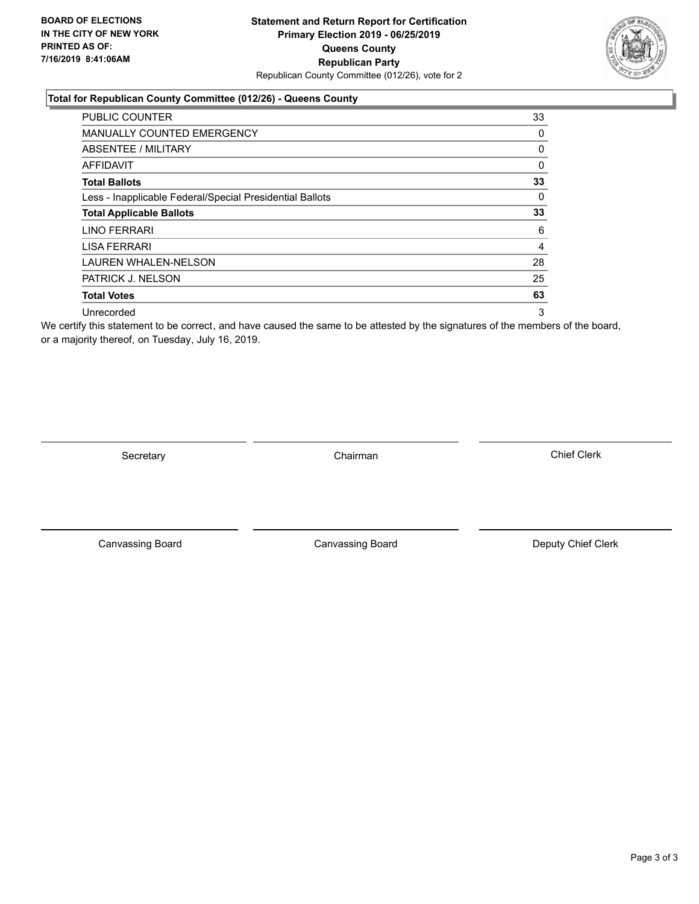**BOARD OF ELECTIONS**
**IN THE CITY OF NEW YORK**
**PRINTED AS OF:**
**7/16/2019 8:41:06AM**

**Statement and Return Report for Certification**
**Primary Election 2019 - 06/25/2019**
**Queens County**
**Republican Party**
Republican County Committee (012/26), vote for 2

### Total for Republican County Committee (012/26) - Queens County

| | |
|---|---|
| PUBLIC COUNTER | 33 |
| MANUALLY COUNTED EMERGENCY | 0 |
| ABSENTEE / MILITARY | 0 |
| AFFIDAVIT | 0 |
| **Total Ballots** | **33** |
| Less - Inapplicable Federal/Special Presidential Ballots | 0 |
| **Total Applicable Ballots** | **33** |
| LINO FERRARI | 6 |
| LISA FERRARI | 4 |
| LAUREN WHALEN-NELSON | 28 |
| PATRICK J. NELSON | 25 |
| **Total Votes** | **63** |
| Unrecorded | 3 |

We certify this statement to be correct, and have caused the same to be attested by the signatures of the members of the board, or a majority thereof, on Tuesday, July 16, 2019.

Secretary

Chairman

Chief Clerk

Canvassing Board

Canvassing Board

Deputy Chief Clerk